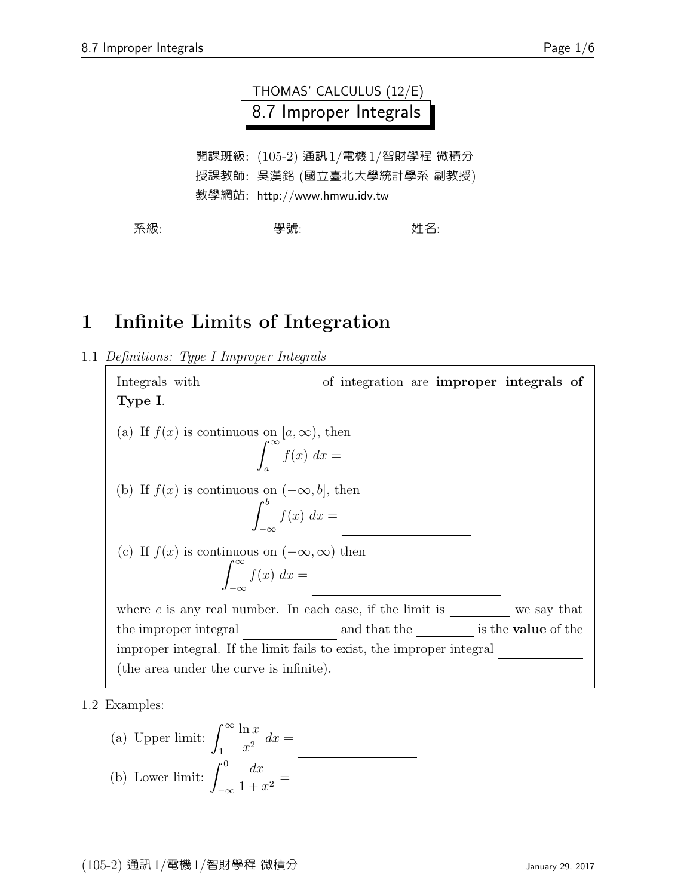THOMAS' CALCULUS (12/E)

# 8.7 Improper Integrals

開課班級: (105-2) 通訊1/電機1/智財學程 微積分
授課教師: 吳漢銘 (國立臺北大學統計學系 副教授)
教學網站: http://www.hmwu.idv.tw

系級: ______________ 學號: ______________ 姓名: ______________

## 1 Infinite Limits of Integration

1.1 *Definitions: Type I Improper Integrals*

Integrals with ______________ of integration are **improper integrals of Type I**.

(a) If $f(x)$ is continuous on $[a, \infty)$, then

$$\int_a^\infty f(x)\ dx = \underline{\hspace{4cm}}$$

(b) If $f(x)$ is continuous on $(-\infty, b]$, then

$$\int_{-\infty}^b f(x)\ dx = \underline{\hspace{4cm}}$$

(c) If $f(x)$ is continuous on $(-\infty, \infty)$ then

$$\int_{-\infty}^\infty f(x)\ dx = \underline{\hspace{6cm}}$$

where $c$ is any real number. In each case, if the limit is ________ we say that the improper integral ____________ and that the ________ is the **value** of the improper integral. If the limit fails to exist, the improper integral ____________ (the area under the curve is infinite).

1.2 Examples:

(a) Upper limit: $\displaystyle\int_1^\infty \frac{\ln x}{x^2}\ dx =$ ______________

(b) Lower limit: $\displaystyle\int_{-\infty}^0 \frac{dx}{1+x^2} =$ ______________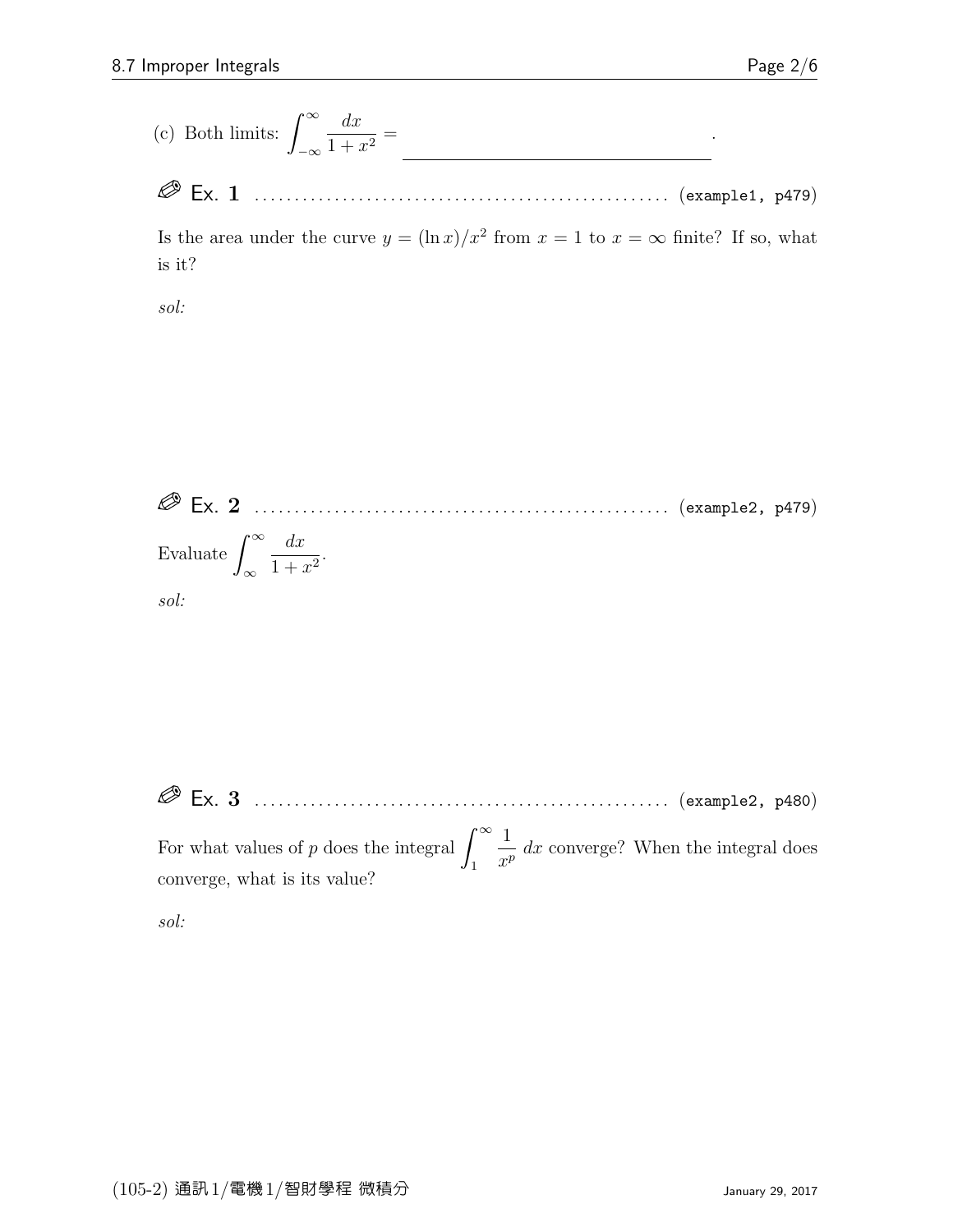(c) Both limits: $\displaystyle\int_{-\infty}^{\infty} \frac{dx}{1+x^2} =$ \_\_\_\_\_\_\_\_\_\_\_\_\_\_\_\_\_\_\_\_\_\_\_\_\_\_\_\_\_\_.

**Ex. 1** ................................................ (example1, p479)

Is the area under the curve $y = (\ln x)/x^2$ from $x = 1$ to $x = \infty$ finite? If so, what is it?

*sol:*

**Ex. 2** ................................................ (example2, p479)

Evaluate $\displaystyle\int_{\infty}^{\infty} \frac{dx}{1+x^2}$.

*sol:*

**Ex. 3** ................................................ (example2, p480)

For what values of $p$ does the integral $\displaystyle\int_{1}^{\infty} \frac{1}{x^p}\, dx$ converge? When the integral does converge, what is its value?

*sol:*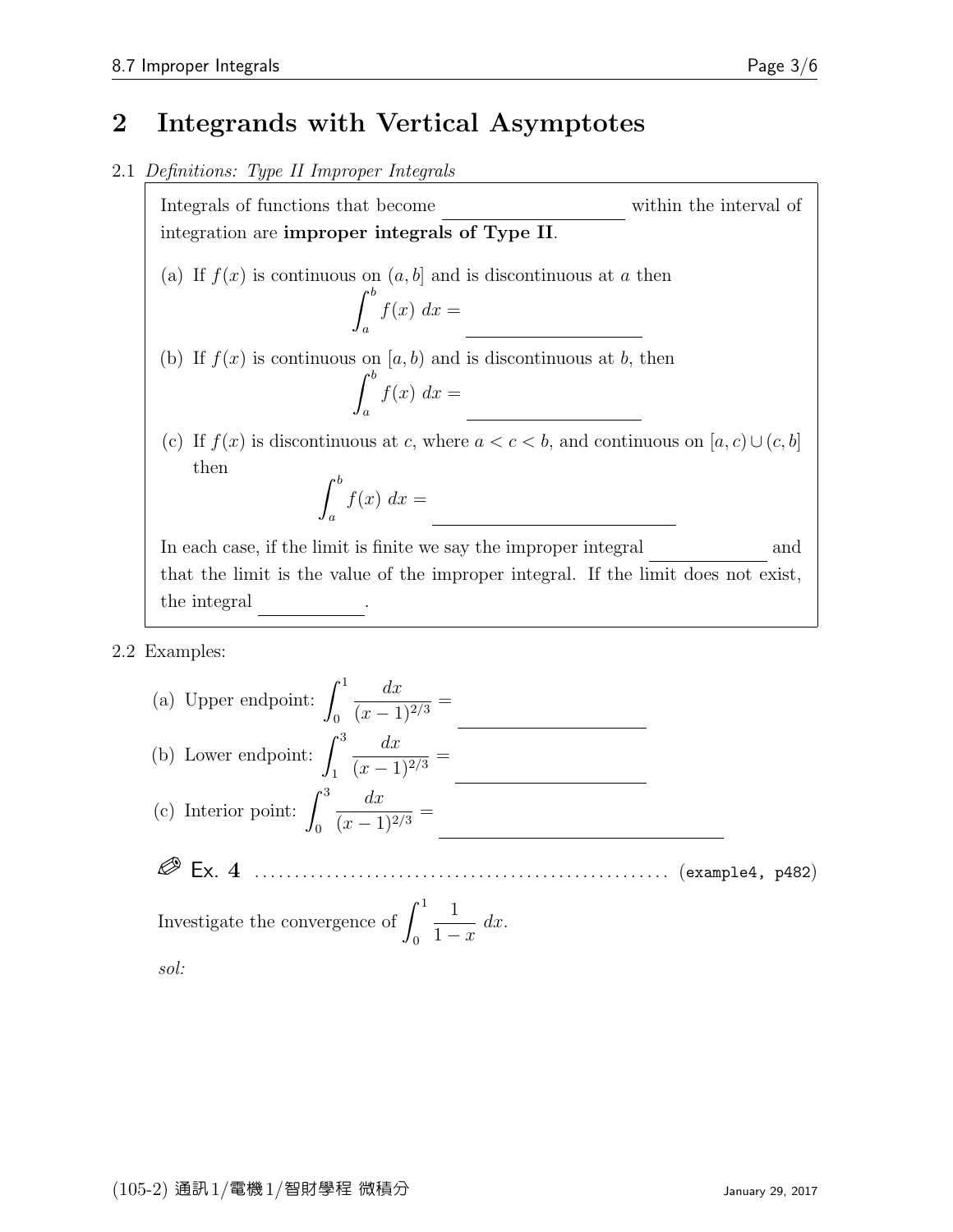# 2 Integrands with Vertical Asymptotes

2.1 *Definitions: Type II Improper Integrals*

Integrals of functions that become \_\_\_\_\_\_\_\_\_\_\_\_\_\_\_\_ within the interval of integration are **improper integrals of Type II**.

(a) If $f(x)$ is continuous on $(a, b]$ and is discontinuous at $a$ then

$$\int_a^b f(x)\, dx = \_\_\_\_\_\_\_\_\_\_\_\_\_\_\_\_$$

(b) If $f(x)$ is continuous on $[a, b)$ and is discontinuous at $b$, then

$$\int_a^b f(x)\, dx = \_\_\_\_\_\_\_\_\_\_\_\_\_\_\_\_$$

(c) If $f(x)$ is discontinuous at $c$, where $a < c < b$, and continuous on $[a, c) \cup (c, b]$ then

$$\int_a^b f(x)\, dx = \_\_\_\_\_\_\_\_\_\_\_\_\_\_\_\_\_\_\_\_$$

In each case, if the limit is finite we say the improper integral \_\_\_\_\_\_\_\_\_\_ and that the limit is the value of the improper integral. If the limit does not exist, the integral \_\_\_\_\_\_\_\_\_\_.

2.2 Examples:

(a) Upper endpoint: $\displaystyle\int_0^1 \frac{dx}{(x-1)^{2/3}} =$ \_\_\_\_\_\_\_\_\_\_\_\_\_\_\_\_

(b) Lower endpoint: $\displaystyle\int_1^3 \frac{dx}{(x-1)^{2/3}} =$ \_\_\_\_\_\_\_\_\_\_\_\_\_\_\_\_

(c) Interior point: $\displaystyle\int_0^3 \frac{dx}{(x-1)^{2/3}} =$ \_\_\_\_\_\_\_\_\_\_\_\_\_\_\_\_\_\_\_\_

**Ex. 4** ................................................................ (example4, p482)

Investigate the convergence of $\displaystyle\int_0^1 \frac{1}{1-x}\, dx$.

*sol:*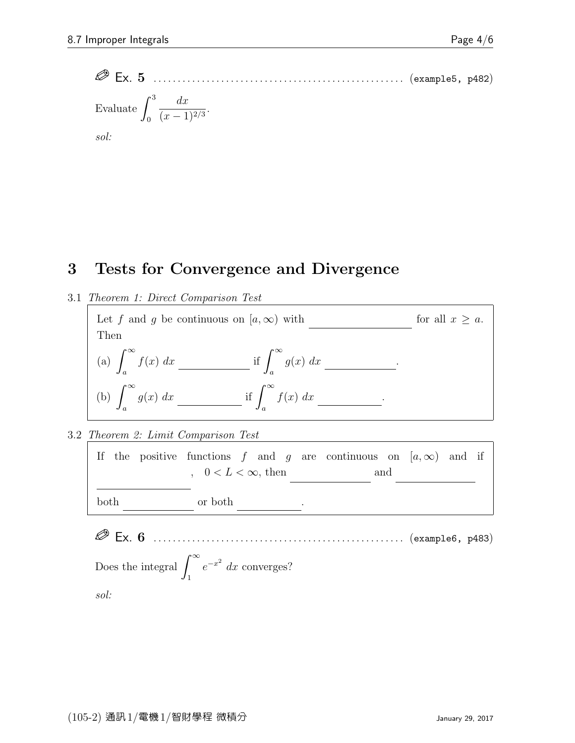✎ Ex. 5 ................................................... (example5, p482)

Evaluate $\int_0^3 \frac{dx}{(x-1)^{2/3}}$.

*sol:*

# 3 Tests for Convergence and Divergence

3.1 *Theorem 1: Direct Comparison Test*

> Let $f$ and $g$ be continuous on $[a, \infty)$ with \_\_\_\_\_\_\_\_\_\_\_\_\_\_\_\_ for all $x \geq a$. Then
>
> (a) $\int_a^\infty f(x)\ dx$ \_\_\_\_\_\_\_\_\_\_\_\_ if $\int_a^\infty g(x)\ dx$ \_\_\_\_\_\_\_\_\_\_\_\_.
>
> (b) $\int_a^\infty g(x)\ dx$ \_\_\_\_\_\_\_\_\_\_\_\_ if $\int_a^\infty f(x)\ dx$ \_\_\_\_\_\_\_\_\_\_\_\_.

3.2 *Theorem 2: Limit Comparison Test*

> If the positive functions $f$ and $g$ are continuous on $[a, \infty)$ and if \_\_\_\_\_\_\_\_\_\_\_\_\_\_\_\_, $0 < L < \infty$, then \_\_\_\_\_\_\_\_\_\_\_\_ and \_\_\_\_\_\_\_\_\_\_\_\_
>
> both \_\_\_\_\_\_\_\_\_\_\_\_ or both \_\_\_\_\_\_\_\_\_\_\_\_.

✎ Ex. 6 ................................................... (example6, p483)

Does the integral $\int_1^\infty e^{-x^2}\ dx$ converges?

*sol:*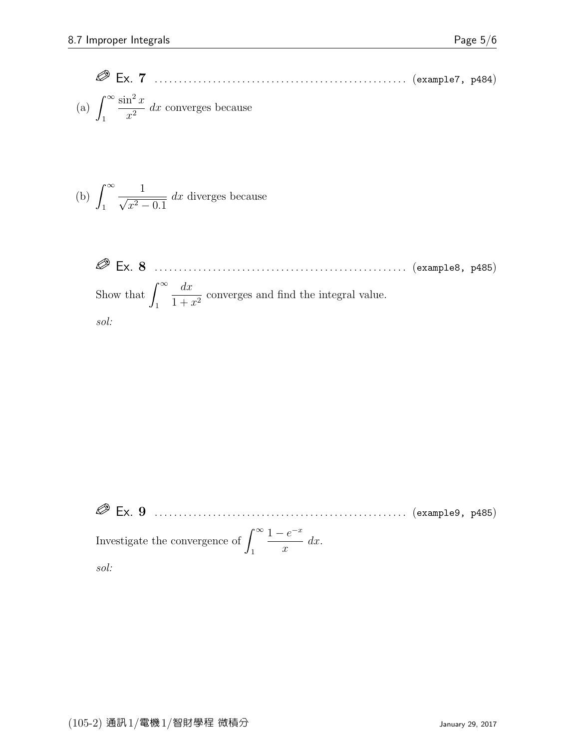✎ **Ex. 7** .................................................... (example7, p484)

(a) $\displaystyle\int_1^\infty \frac{\sin^2 x}{x^2}\,dx$ converges because

(b) $\displaystyle\int_1^\infty \frac{1}{\sqrt{x^2-0.1}}\,dx$ diverges because

✎ **Ex. 8** .................................................... (example8, p485)

Show that $\displaystyle\int_1^\infty \frac{dx}{1+x^2}$ converges and find the integral value.

*sol:*

✎ **Ex. 9** .................................................... (example9, p485)

Investigate the convergence of $\displaystyle\int_1^\infty \frac{1-e^{-x}}{x}\,dx$.

*sol:*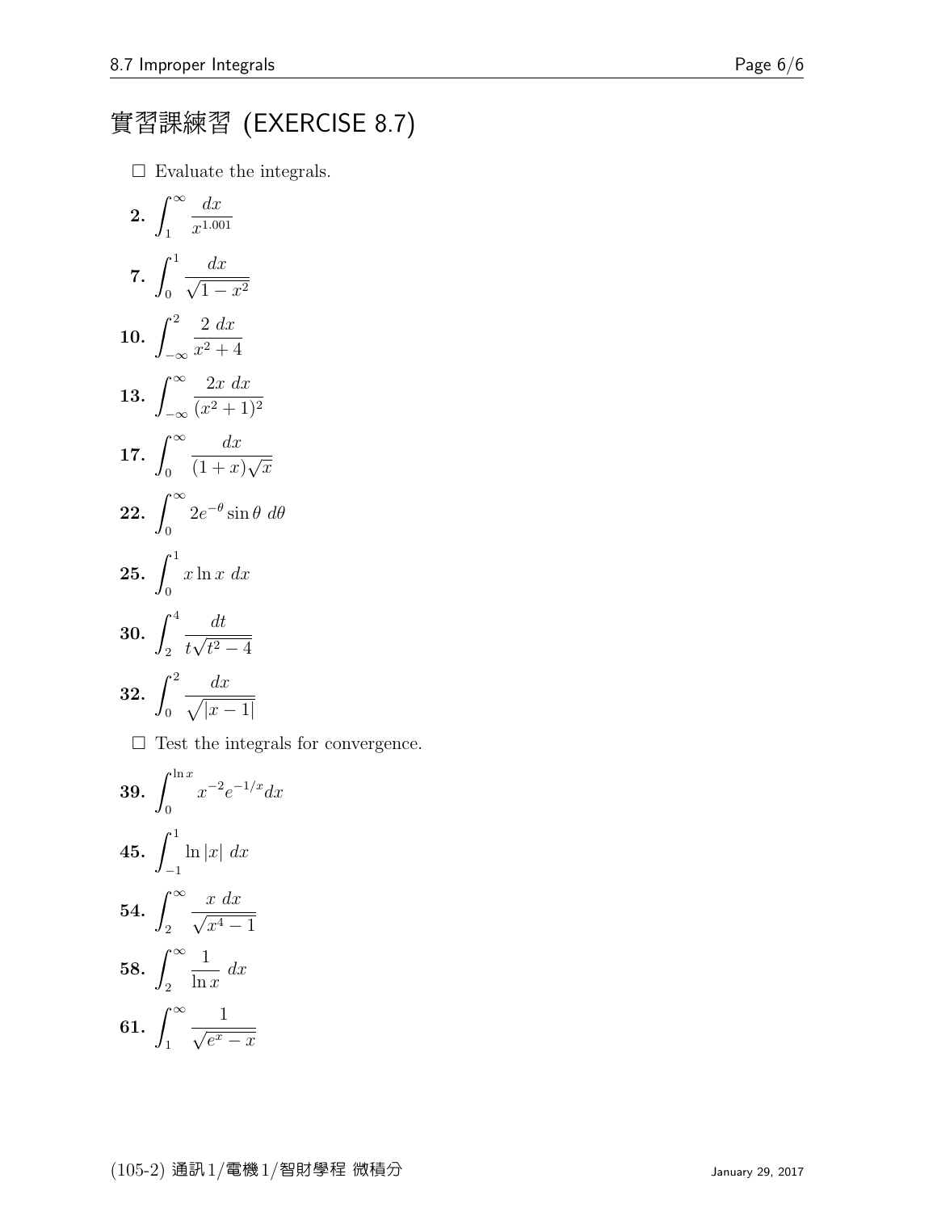# 實習課練習 (EXERCISE 8.7)

☐ Evaluate the integrals.

**2.** $\displaystyle\int_1^\infty \frac{dx}{x^{1.001}}$

**7.** $\displaystyle\int_0^1 \frac{dx}{\sqrt{1-x^2}}$

**10.** $\displaystyle\int_{-\infty}^2 \frac{2\ dx}{x^2+4}$

**13.** $\displaystyle\int_{-\infty}^\infty \frac{2x\ dx}{(x^2+1)^2}$

**17.** $\displaystyle\int_0^\infty \frac{dx}{(1+x)\sqrt{x}}$

**22.** $\displaystyle\int_0^\infty 2e^{-\theta}\sin\theta\ d\theta$

**25.** $\displaystyle\int_0^1 x\ln x\ dx$

**30.** $\displaystyle\int_2^4 \frac{dt}{t\sqrt{t^2-4}}$

**32.** $\displaystyle\int_0^2 \frac{dx}{\sqrt{|x-1|}}$

☐ Test the integrals for convergence.

**39.** $\displaystyle\int_0^{\ln x} x^{-2}e^{-1/x}dx$

**45.** $\displaystyle\int_{-1}^1 \ln|x|\ dx$

**54.** $\displaystyle\int_2^\infty \frac{x\ dx}{\sqrt{x^4-1}}$

**58.** $\displaystyle\int_2^\infty \frac{1}{\ln x}\ dx$

**61.** $\displaystyle\int_1^\infty \frac{1}{\sqrt{e^x-x}}$